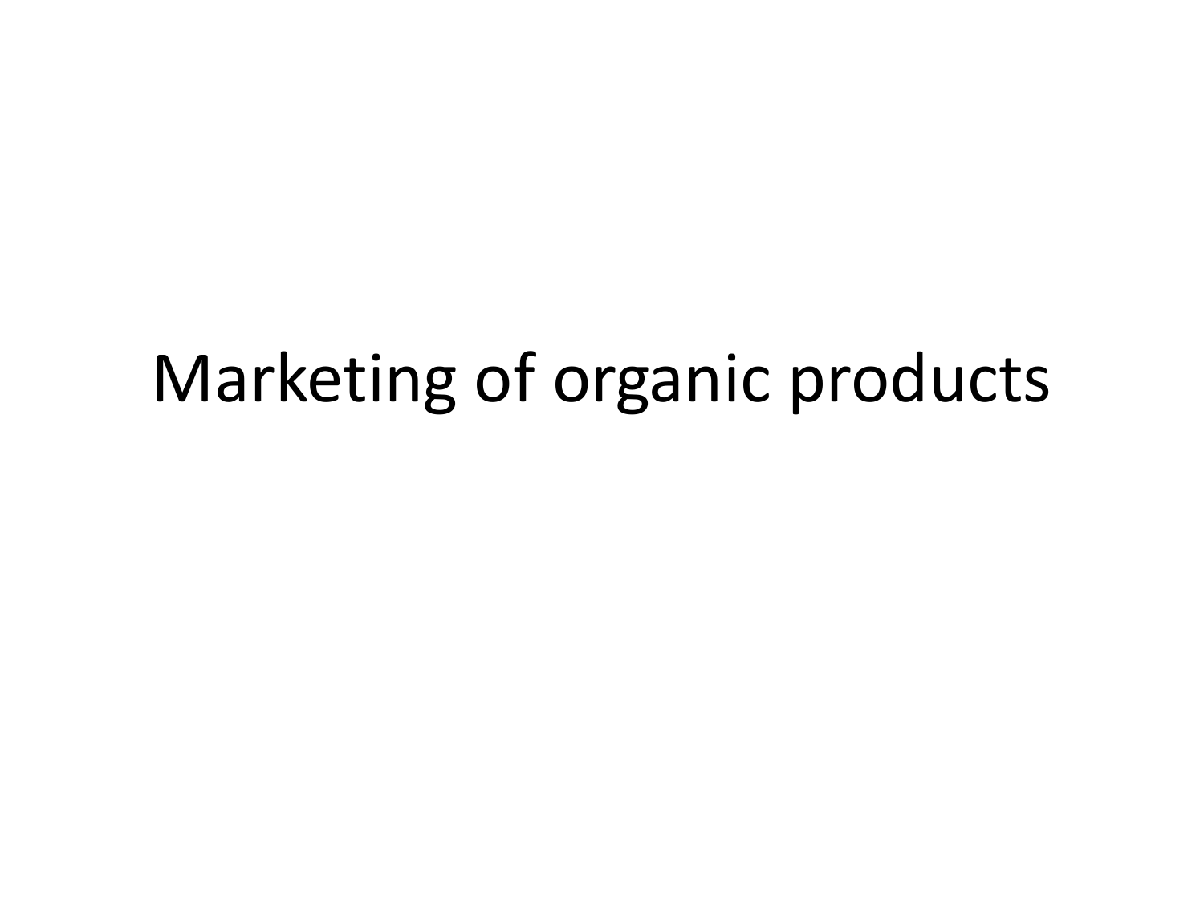# Marketing of organic products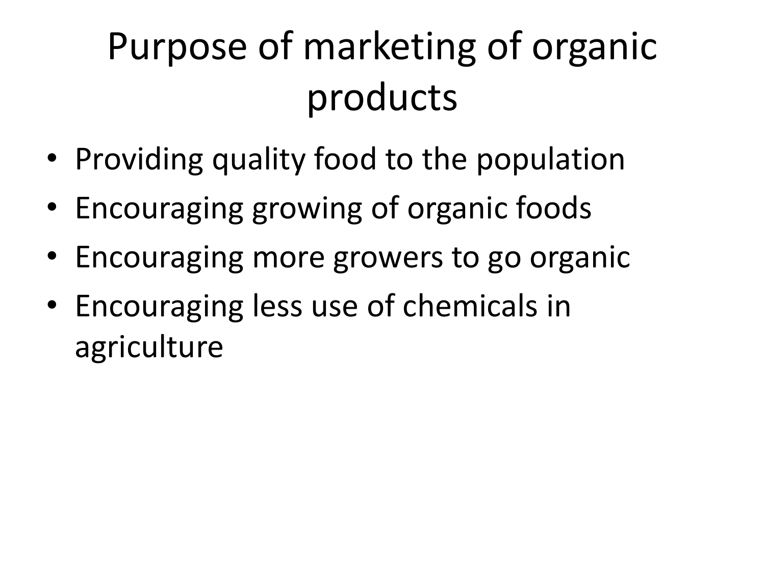# Purpose of marketing of organic products

- Providing quality food to the population
- Encouraging growing of organic foods
- Encouraging more growers to go organic
- Encouraging less use of chemicals in agriculture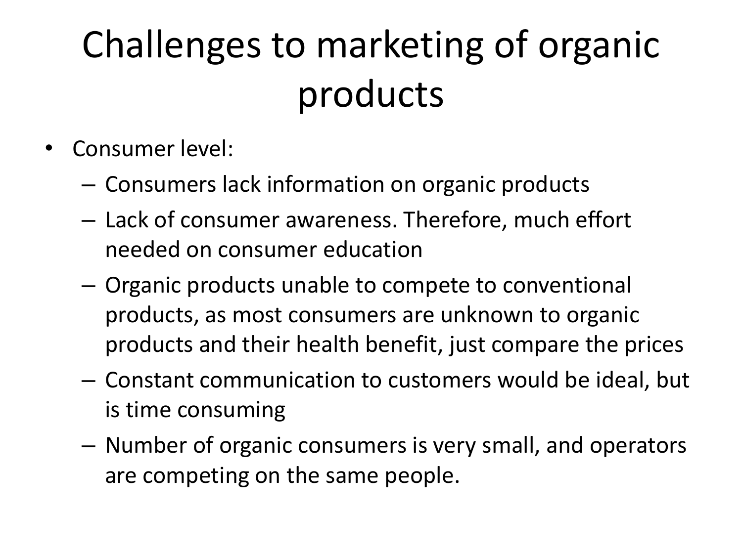# Challenges to marketing of organic products

- Consumer level:
  - Consumers lack information on organic products
  - Lack of consumer awareness. Therefore, much effort needed on consumer education
  - Organic products unable to compete to conventional products, as most consumers are unknown to organic products and their health benefit, just compare the prices
  - Constant communication to customers would be ideal, but is time consuming
  - Number of organic consumers is very small, and operators are competing on the same people.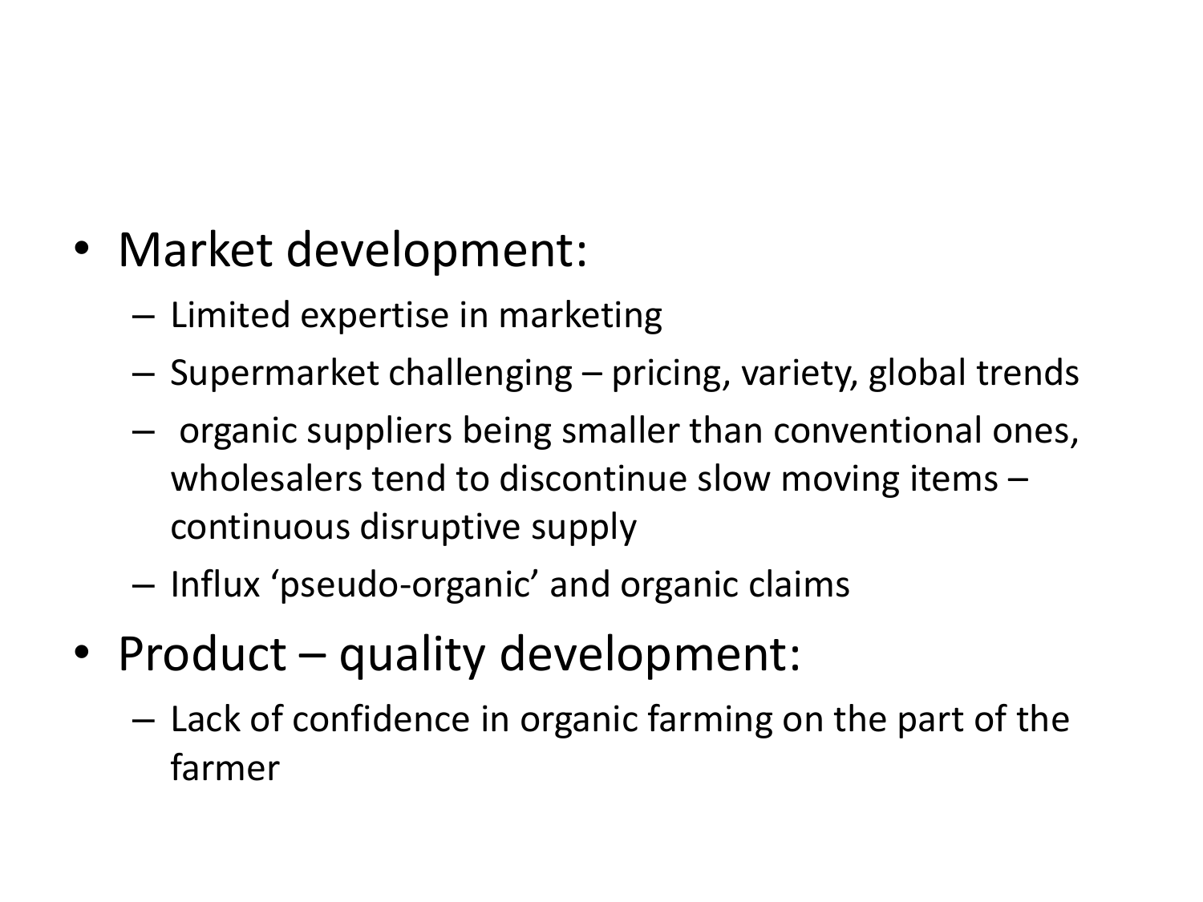- Market development:
  - Limited expertise in marketing
  - Supermarket challenging – pricing, variety, global trends
  - organic suppliers being smaller than conventional ones, wholesalers tend to discontinue slow moving items – continuous disruptive supply
  - Influx ‘pseudo-organic’ and organic claims
- Product – quality development:
  - Lack of confidence in organic farming on the part of the farmer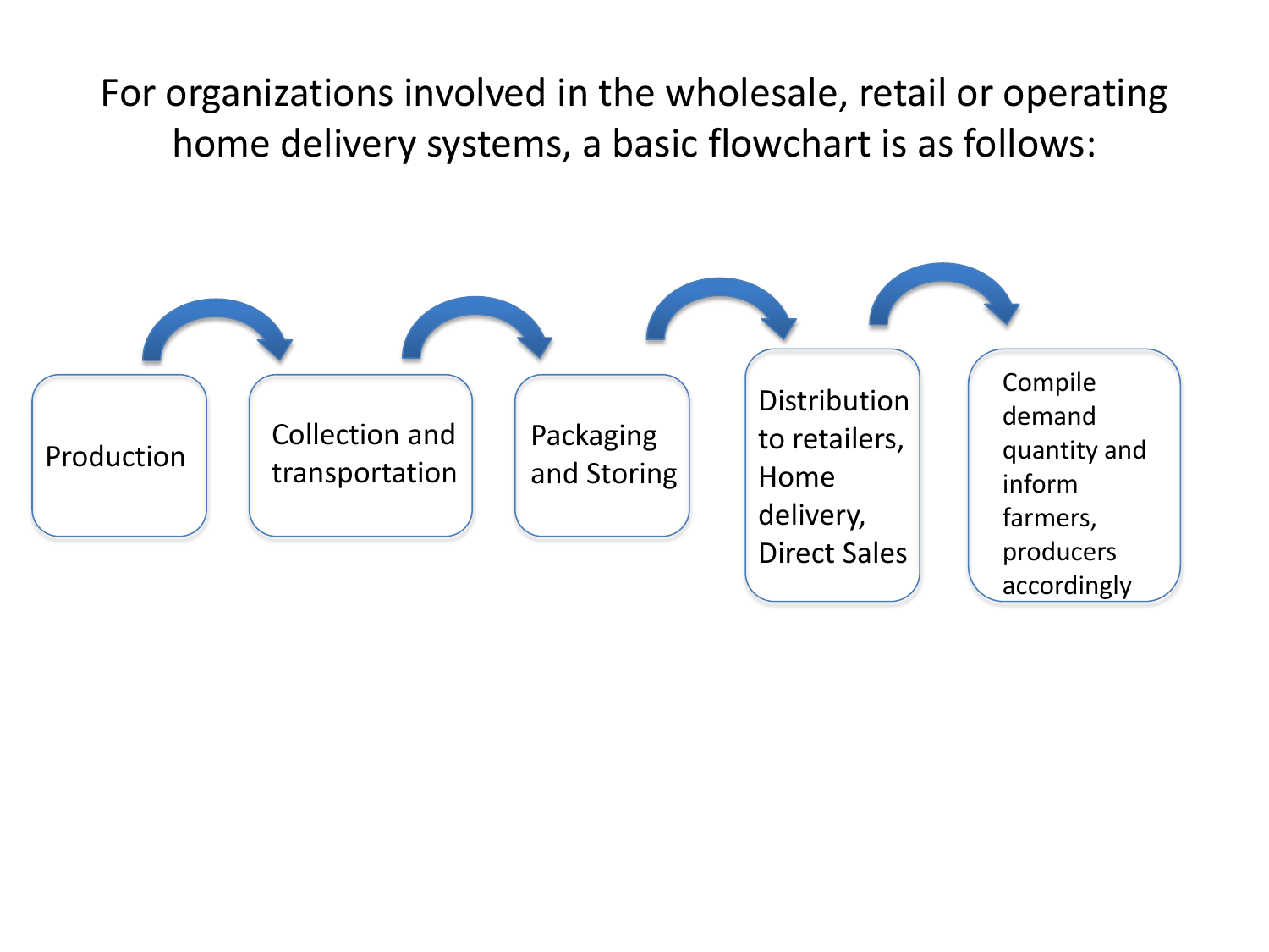For organizations involved in the wholesale, retail or operating home delivery systems, a basic flowchart is as follows:

1. Production
2. Collection and transportation
3. Packaging and Storing
4. Distribution to retailers, Home delivery, Direct Sales
5. Compile demand quantity and inform farmers, producers accordingly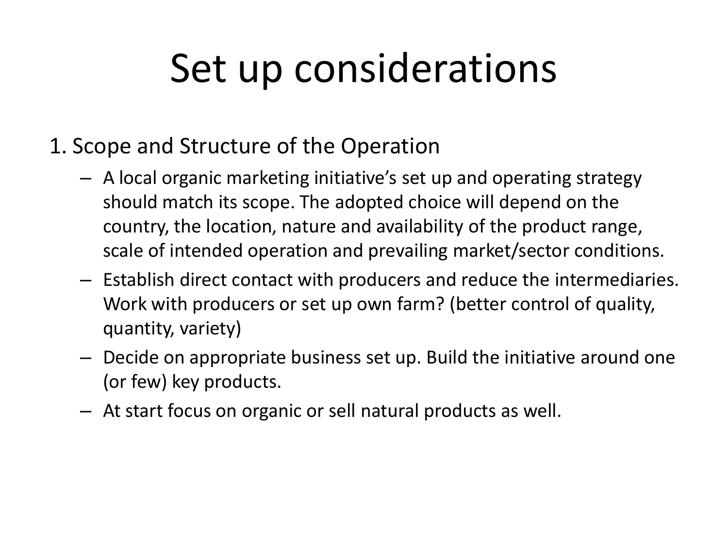# Set up considerations

1. Scope and Structure of the Operation
   - A local organic marketing initiative's set up and operating strategy should match its scope. The adopted choice will depend on the country, the location, nature and availability of the product range, scale of intended operation and prevailing market/sector conditions.
   - Establish direct contact with producers and reduce the intermediaries. Work with producers or set up own farm? (better control of quality, quantity, variety)
   - Decide on appropriate business set up. Build the initiative around one (or few) key products.
   - At start focus on organic or sell natural products as well.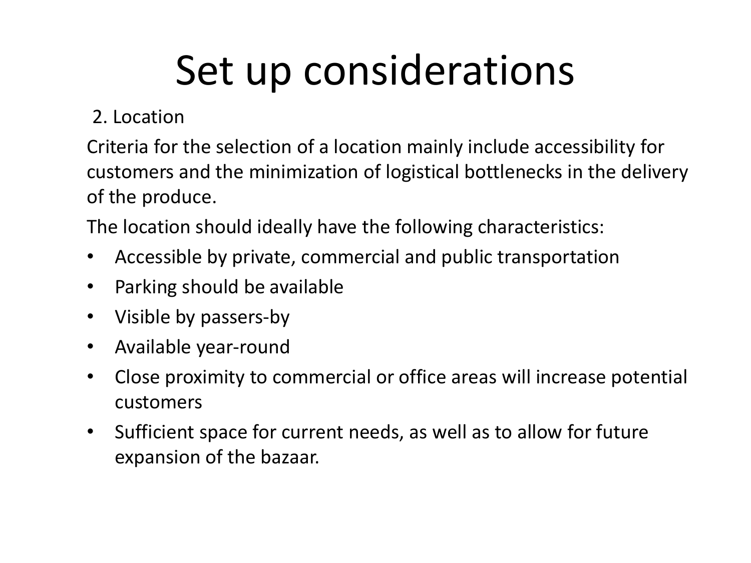# Set up considerations

2. Location

Criteria for the selection of a location mainly include accessibility for customers and the minimization of logistical bottlenecks in the delivery of the produce.

The location should ideally have the following characteristics:

- Accessible by private, commercial and public transportation
- Parking should be available
- Visible by passers-by
- Available year-round
- Close proximity to commercial or office areas will increase potential customers
- Sufficient space for current needs, as well as to allow for future expansion of the bazaar.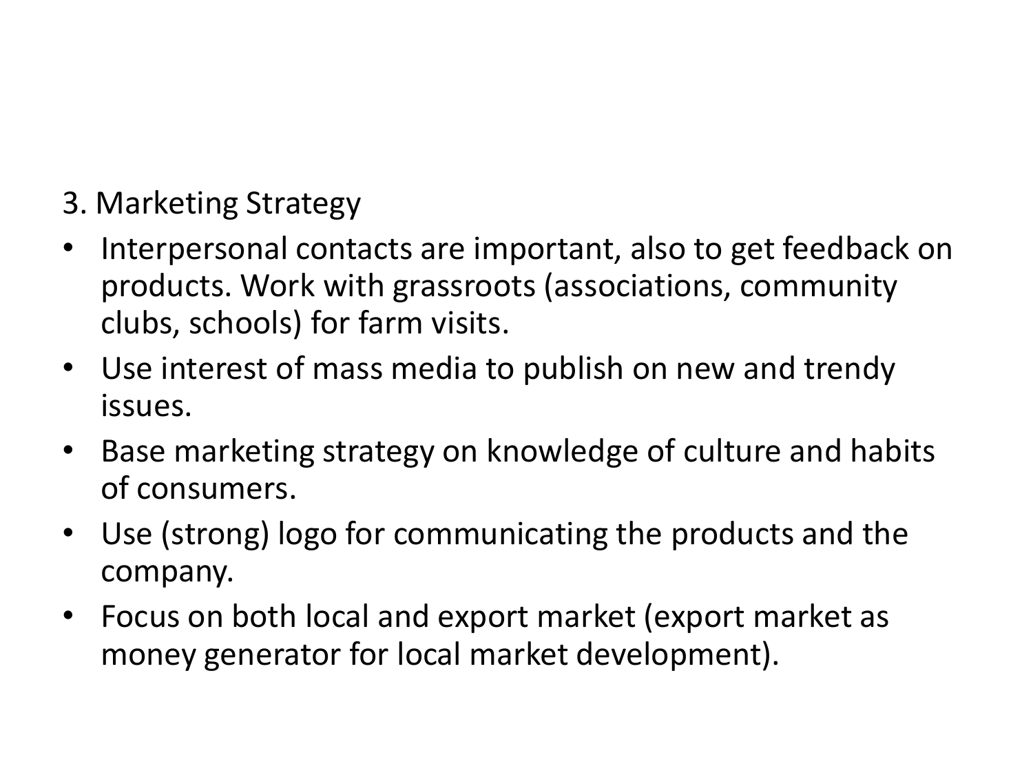3. Marketing Strategy

- Interpersonal contacts are important, also to get feedback on products. Work with grassroots (associations, community clubs, schools) for farm visits.
- Use interest of mass media to publish on new and trendy issues.
- Base marketing strategy on knowledge of culture and habits of consumers.
- Use (strong) logo for communicating the products and the company.
- Focus on both local and export market (export market as money generator for local market development).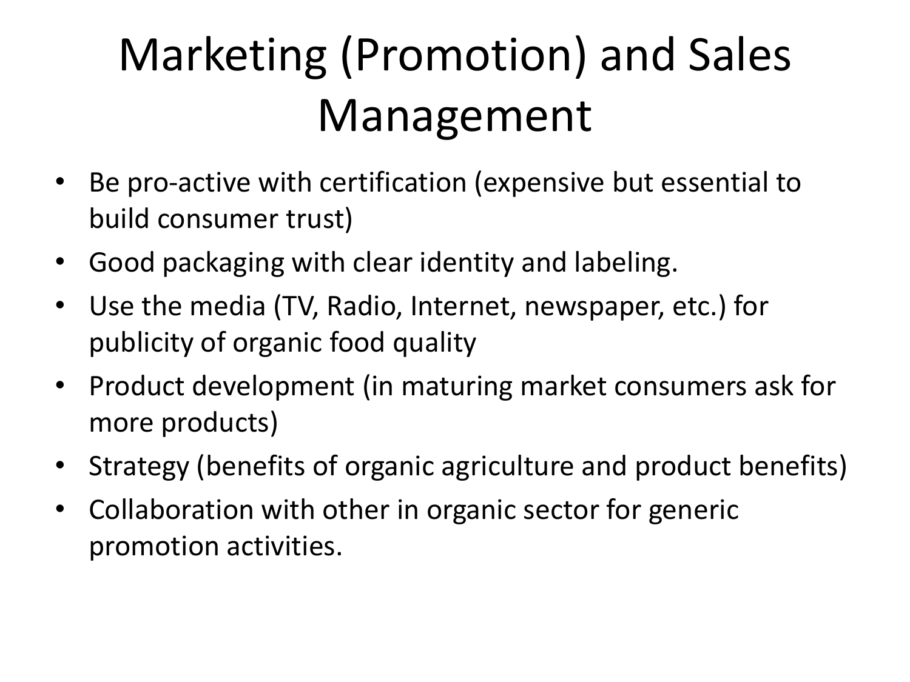# Marketing (Promotion) and Sales Management

- Be pro-active with certification (expensive but essential to build consumer trust)
- Good packaging with clear identity and labeling.
- Use the media (TV, Radio, Internet, newspaper, etc.) for publicity of organic food quality
- Product development (in maturing market consumers ask for more products)
- Strategy (benefits of organic agriculture and product benefits)
- Collaboration with other in organic sector for generic promotion activities.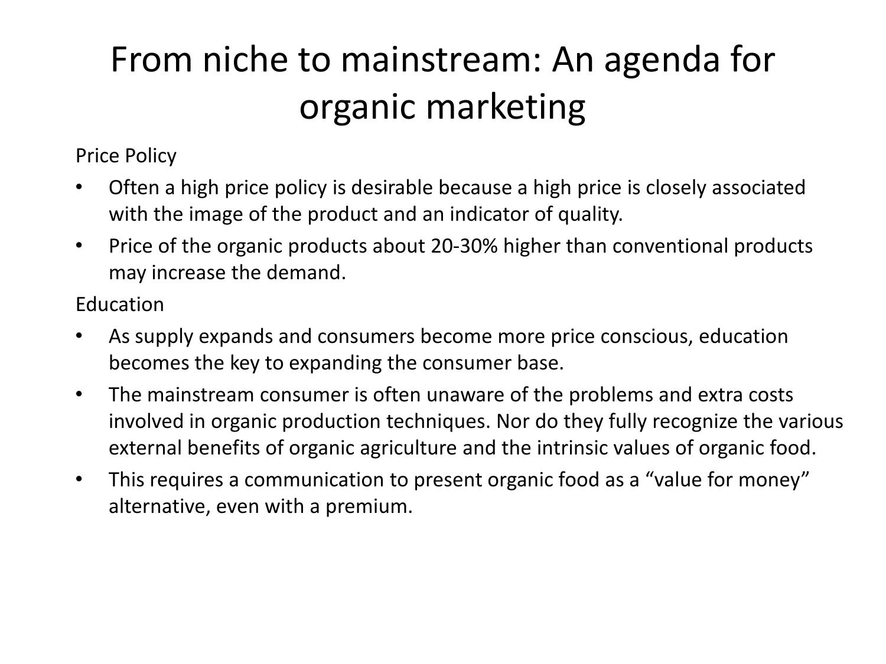# From niche to mainstream: An agenda for organic marketing

Price Policy

- Often a high price policy is desirable because a high price is closely associated with the image of the product and an indicator of quality.
- Price of the organic products about 20-30% higher than conventional products may increase the demand.

Education

- As supply expands and consumers become more price conscious, education becomes the key to expanding the consumer base.
- The mainstream consumer is often unaware of the problems and extra costs involved in organic production techniques. Nor do they fully recognize the various external benefits of organic agriculture and the intrinsic values of organic food.
- This requires a communication to present organic food as a "value for money" alternative, even with a premium.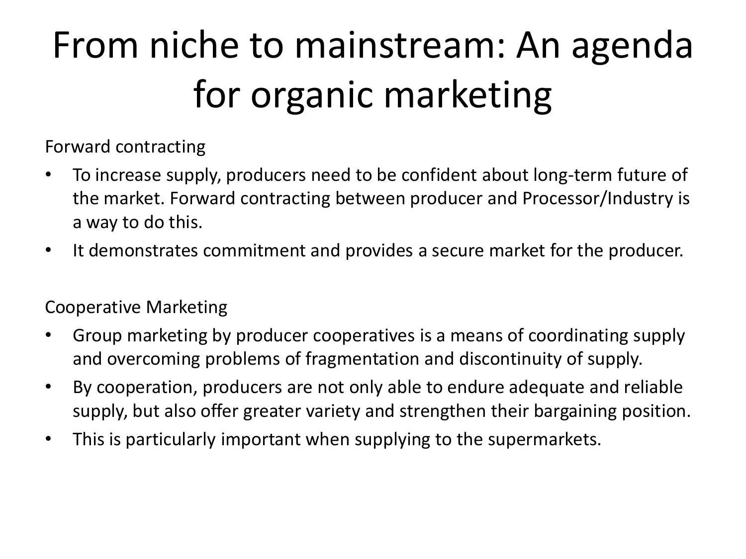# From niche to mainstream: An agenda for organic marketing

Forward contracting

- To increase supply, producers need to be confident about long-term future of the market. Forward contracting between producer and Processor/Industry is a way to do this.
- It demonstrates commitment and provides a secure market for the producer.

Cooperative Marketing

- Group marketing by producer cooperatives is a means of coordinating supply and overcoming problems of fragmentation and discontinuity of supply.
- By cooperation, producers are not only able to endure adequate and reliable supply, but also offer greater variety and strengthen their bargaining position.
- This is particularly important when supplying to the supermarkets.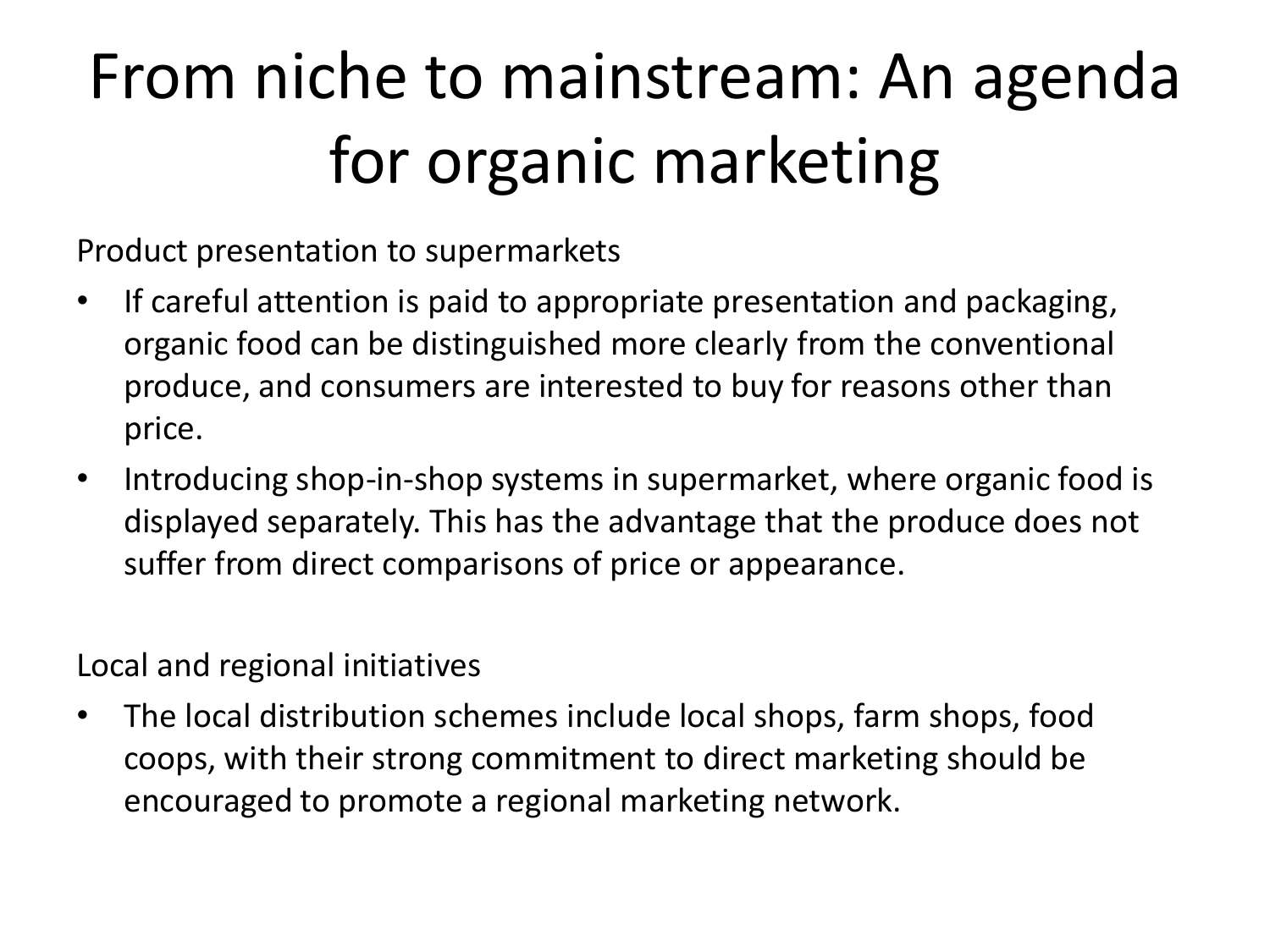# From niche to mainstream: An agenda for organic marketing

Product presentation to supermarkets

- If careful attention is paid to appropriate presentation and packaging, organic food can be distinguished more clearly from the conventional produce, and consumers are interested to buy for reasons other than price.
- Introducing shop-in-shop systems in supermarket, where organic food is displayed separately. This has the advantage that the produce does not suffer from direct comparisons of price or appearance.

Local and regional initiatives

- The local distribution schemes include local shops, farm shops, food coops, with their strong commitment to direct marketing should be encouraged to promote a regional marketing network.